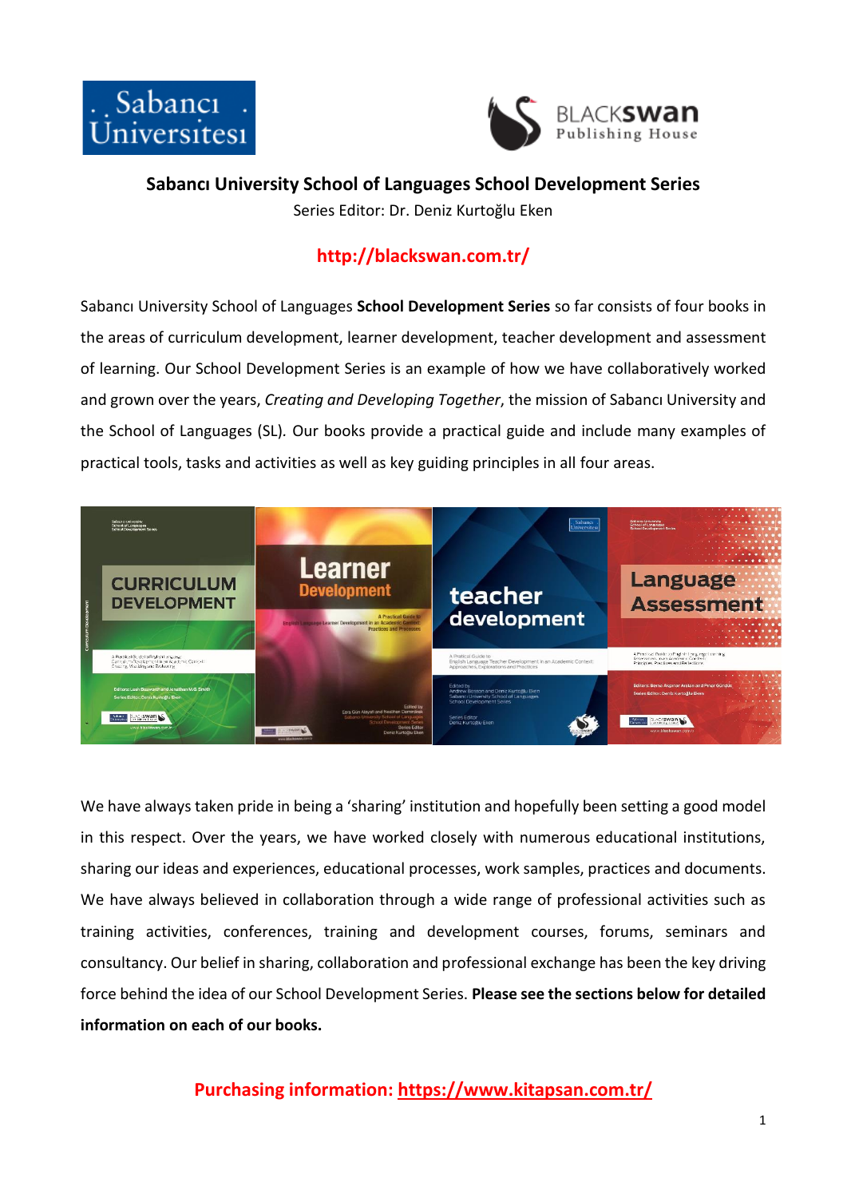**Sabancı University School of Languages School Development Series**

Series Editor: Dr. Deniz Kurtoğlu Eken

**http://blackswan.com.tr/**

Sabancı University School of Languages **School Development Series** so far consists of four books in the areas of curriculum development, learner development, teacher development and assessment of learning. Our School Development Series is an example of how we have collaboratively worked and grown over the years, *Creating and Developing Together*, the mission of Sabancı University and the School of Languages (SL). Our books provide a practical guide and include many examples of practical tools, tasks and activities as well as key guiding principles in all four areas.

We have always taken pride in being a 'sharing' institution and hopefully been setting a good model in this respect. Over the years, we have worked closely with numerous educational institutions, sharing our ideas and experiences, educational processes, work samples, practices and documents. We have always believed in collaboration through a wide range of professional activities such as training activities, conferences, training and development courses, forums, seminars and consultancy. Our belief in sharing, collaboration and professional exchange has been the key driving force behind the idea of our School Development Series. **Please see the sections below for detailed information on each of our books.**

**Purchasing information: https://www.kitapsan.com.tr/**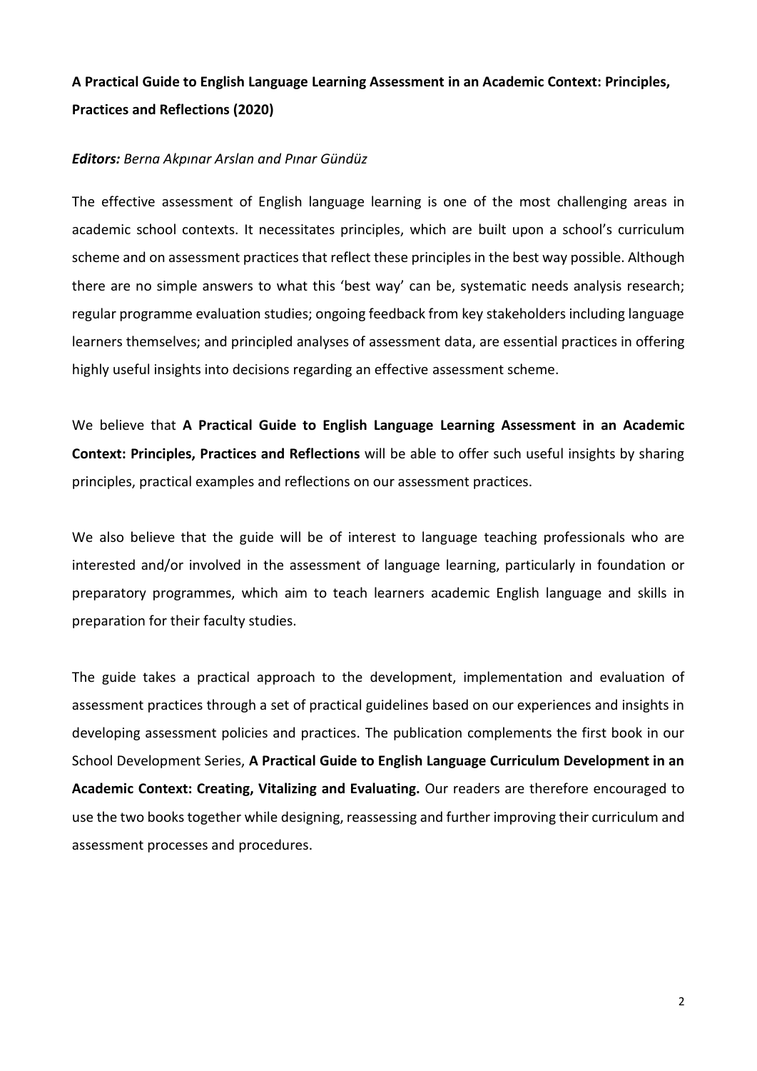**A Practical Guide to English Language Learning Assessment in an Academic Context: Principles, Practices and Reflections (2020)**

***Editors:*** *Berna Akpınar Arslan and Pınar Gündüz*

The effective assessment of English language learning is one of the most challenging areas in academic school contexts. It necessitates principles, which are built upon a school's curriculum scheme and on assessment practices that reflect these principles in the best way possible. Although there are no simple answers to what this 'best way' can be, systematic needs analysis research; regular programme evaluation studies; ongoing feedback from key stakeholders including language learners themselves; and principled analyses of assessment data, are essential practices in offering highly useful insights into decisions regarding an effective assessment scheme.

We believe that **A Practical Guide to English Language Learning Assessment in an Academic Context: Principles, Practices and Reflections** will be able to offer such useful insights by sharing principles, practical examples and reflections on our assessment practices.

We also believe that the guide will be of interest to language teaching professionals who are interested and/or involved in the assessment of language learning, particularly in foundation or preparatory programmes, which aim to teach learners academic English language and skills in preparation for their faculty studies.

The guide takes a practical approach to the development, implementation and evaluation of assessment practices through a set of practical guidelines based on our experiences and insights in developing assessment policies and practices. The publication complements the first book in our School Development Series, **A Practical Guide to English Language Curriculum Development in an Academic Context: Creating, Vitalizing and Evaluating.** Our readers are therefore encouraged to use the two books together while designing, reassessing and further improving their curriculum and assessment processes and procedures.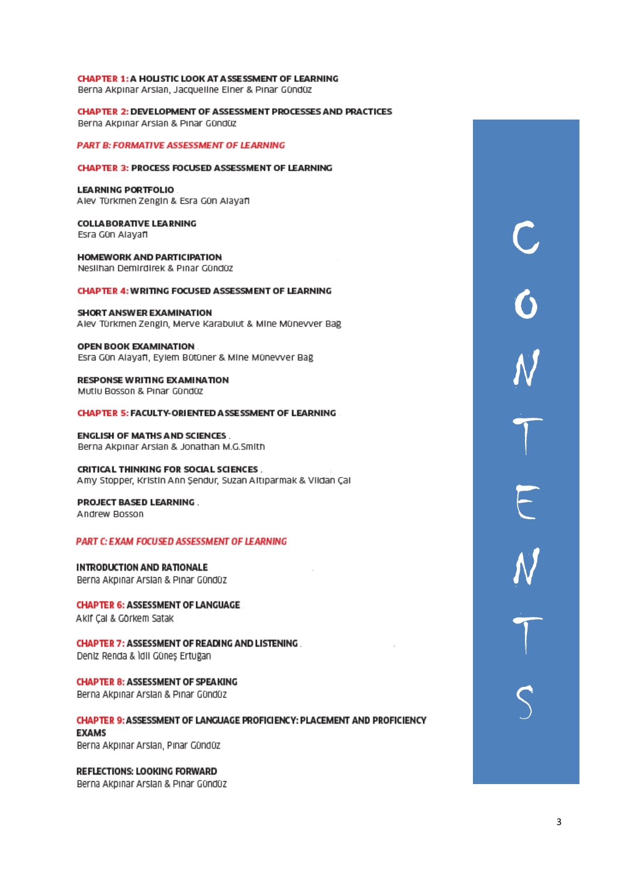# CONTENTS

**CHAPTER 1: A HOLISTIC LOOK AT ASSESSMENT OF LEARNING**
Berna Akpınar Arslan, Jacqueline Elner & Pınar Gündüz

**CHAPTER 2: DEVELOPMENT OF ASSESSMENT PROCESSES AND PRACTICES**
Berna Akpınar Arslan & Pınar Gündüz

## *PART B: FORMATIVE ASSESSMENT OF LEARNING*

**CHAPTER 3: PROCESS FOCUSED ASSESSMENT OF LEARNING**

**LEARNING PORTFOLIO**
Alev Türkmen Zengin & Esra Gün Alayafı

**COLLABORATIVE LEARNING**
Esra Gün Alayafı

**HOMEWORK AND PARTICIPATION**
Neslihan Demirdirek & Pınar Gündüz

**CHAPTER 4: WRITING FOCUSED ASSESSMENT OF LEARNING**

**SHORT ANSWER EXAMINATION**
Alev Türkmen Zengin, Merve Karabulut & Mine Münevver Bag

**OPEN BOOK EXAMINATION**
Esra Gün Alayafı, Eylem Bütüner & Mine Münevver Bag

**RESPONSE WRITING EXAMINATION**
Mutlu Bosson & Pınar Gündüz

**CHAPTER 5: FACULTY-ORIENTED ASSESSMENT OF LEARNING**

**ENGLISH OF MATHS AND SCIENCES**
Berna Akpınar Arslan & Jonathan M.G.Smith

**CRITICAL THINKING FOR SOCIAL SCIENCES**
Amy Stopper, Kristin Ann Şendur, Suzan Altıparmak & Vildan Çal

**PROJECT BASED LEARNING**
Andrew Bosson

## *PART C: EXAM FOCUSED ASSESSMENT OF LEARNING*

**INTRODUCTION AND RATIONALE**
Berna Akpınar Arslan & Pınar Gündüz

**CHAPTER 6: ASSESSMENT OF LANGUAGE**
Akif Çal & Görkem Satak

**CHAPTER 7: ASSESSMENT OF READING AND LISTENING**
Deniz Renda & İdil Güneş Ertugan

**CHAPTER 8: ASSESSMENT OF SPEAKING**
Berna Akpınar Arslan & Pınar Gündüz

**CHAPTER 9: ASSESSMENT OF LANGUAGE PROFICIENCY: PLACEMENT AND PROFICIENCY EXAMS**
Berna Akpınar Arslan, Pınar Gündüz

**REFLECTIONS: LOOKING FORWARD**
Berna Akpınar Arslan & Pınar Gündüz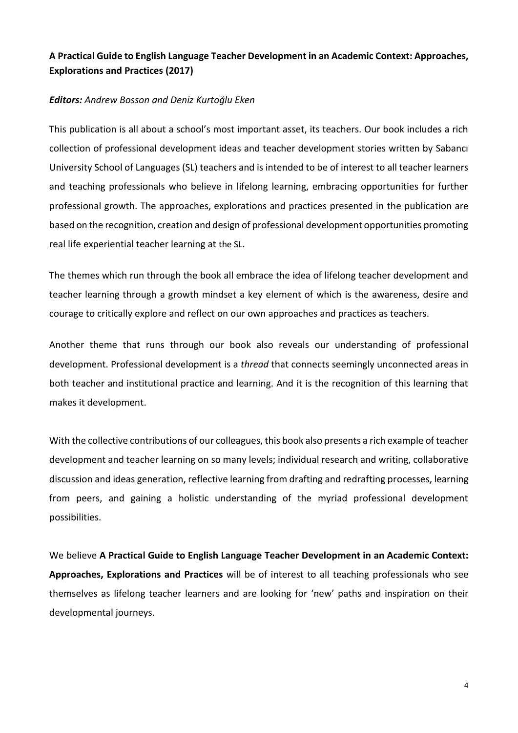**A Practical Guide to English Language Teacher Development in an Academic Context: Approaches, Explorations and Practices (2017)**

***Editors:*** *Andrew Bosson and Deniz Kurtoğlu Eken*

This publication is all about a school's most important asset, its teachers. Our book includes a rich collection of professional development ideas and teacher development stories written by Sabancı University School of Languages (SL) teachers and is intended to be of interest to all teacher learners and teaching professionals who believe in lifelong learning, embracing opportunities for further professional growth. The approaches, explorations and practices presented in the publication are based on the recognition, creation and design of professional development opportunities promoting real life experiential teacher learning at the SL.

The themes which run through the book all embrace the idea of lifelong teacher development and teacher learning through a growth mindset a key element of which is the awareness, desire and courage to critically explore and reflect on our own approaches and practices as teachers.

Another theme that runs through our book also reveals our understanding of professional development. Professional development is a *thread* that connects seemingly unconnected areas in both teacher and institutional practice and learning. And it is the recognition of this learning that makes it development.

With the collective contributions of our colleagues, this book also presents a rich example of teacher development and teacher learning on so many levels; individual research and writing, collaborative discussion and ideas generation, reflective learning from drafting and redrafting processes, learning from peers, and gaining a holistic understanding of the myriad professional development possibilities.

We believe **A Practical Guide to English Language Teacher Development in an Academic Context: Approaches, Explorations and Practices** will be of interest to all teaching professionals who see themselves as lifelong teacher learners and are looking for 'new' paths and inspiration on their developmental journeys.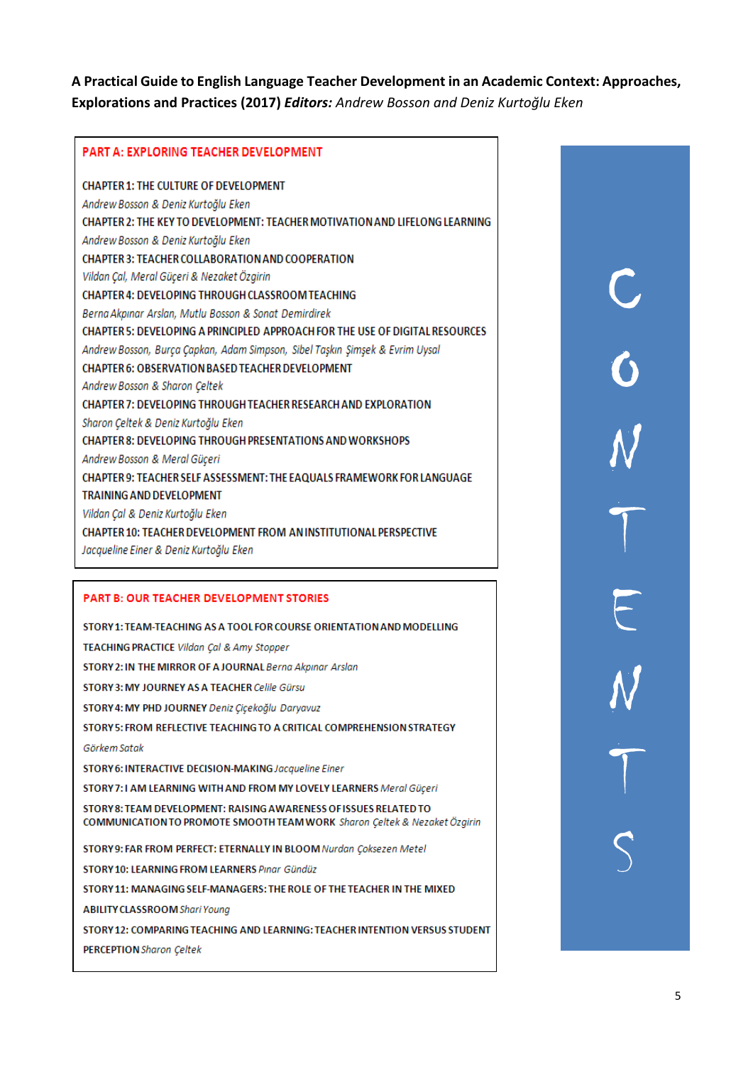**A Practical Guide to English Language Teacher Development in an Academic Context: Approaches, Explorations and Practices (2017)** ***Editors:*** *Andrew Bosson and Deniz Kurtoğlu Eken*

# CONTENTS

## PART A: EXPLORING TEACHER DEVELOPMENT

**CHAPTER 1: THE CULTURE OF DEVELOPMENT**
*Andrew Bosson & Deniz Kurtoğlu Eken*

**CHAPTER 2: THE KEY TO DEVELOPMENT: TEACHER MOTIVATION AND LIFELONG LEARNING**
*Andrew Bosson & Deniz Kurtoğlu Eken*

**CHAPTER 3: TEACHER COLLABORATION AND COOPERATION**
*Vildan Çal, Meral Güçeri & Nezaket Özgirin*

**CHAPTER 4: DEVELOPING THROUGH CLASSROOM TEACHING**
*Berna Akpınar Arslan, Mutlu Bosson & Sonat Demirdirek*

**CHAPTER 5: DEVELOPING A PRINCIPLED APPROACH FOR THE USE OF DIGITAL RESOURCES**
*Andrew Bosson, Burça Çapkan, Adam Simpson, Sibel Taşkın Şimşek & Evrim Uysal*

**CHAPTER 6: OBSERVATION BASED TEACHER DEVELOPMENT**
*Andrew Bosson & Sharon Çeltek*

**CHAPTER 7: DEVELOPING THROUGH TEACHER RESEARCH AND EXPLORATION**
*Sharon Çeltek & Deniz Kurtoğlu Eken*

**CHAPTER 8: DEVELOPING THROUGH PRESENTATIONS AND WORKSHOPS**
*Andrew Bosson & Meral Güçeri*

**CHAPTER 9: TEACHER SELF ASSESSMENT: THE EAQUALS FRAMEWORK FOR LANGUAGE TRAINING AND DEVELOPMENT**
*Vildan Çal & Deniz Kurtoğlu Eken*

**CHAPTER 10: TEACHER DEVELOPMENT FROM AN INSTITUTIONAL PERSPECTIVE**
*Jacqueline Einer & Deniz Kurtoğlu Eken*

## PART B: OUR TEACHER DEVELOPMENT STORIES

**STORY 1: TEAM-TEACHING AS A TOOL FOR COURSE ORIENTATION AND MODELLING TEACHING PRACTICE** *Vildan Çal & Amy Stopper*

**STORY 2: IN THE MIRROR OF A JOURNAL** *Berna Akpınar Arslan*

**STORY 3: MY JOURNEY AS A TEACHER** *Celile Gürsu*

**STORY 4: MY PHD JOURNEY** *Deniz Çiçekoğlu Daryavuz*

**STORY 5: FROM REFLECTIVE TEACHING TO A CRITICAL COMPREHENSION STRATEGY** *Görkem Satak*

**STORY 6: INTERACTIVE DECISION-MAKING** *Jacqueline Einer*

**STORY 7: I AM LEARNING WITH AND FROM MY LOVELY LEARNERS** *Meral Güçeri*

**STORY 8: TEAM DEVELOPMENT: RAISING AWARENESS OF ISSUES RELATED TO COMMUNICATION TO PROMOTE SMOOTH TEAM WORK** *Sharon Çeltek & Nezaket Özgirin*

**STORY 9: FAR FROM PERFECT: ETERNALLY IN BLOOM** *Nurdan Çoksezen Metel*

**STORY 10: LEARNING FROM LEARNERS** *Pınar Gündüz*

**STORY 11: MANAGING SELF-MANAGERS: THE ROLE OF THE TEACHER IN THE MIXED ABILITY CLASSROOM** *Shari Young*

**STORY 12: COMPARING TEACHING AND LEARNING: TEACHER INTENTION VERSUS STUDENT PERCEPTION** *Sharon Çeltek*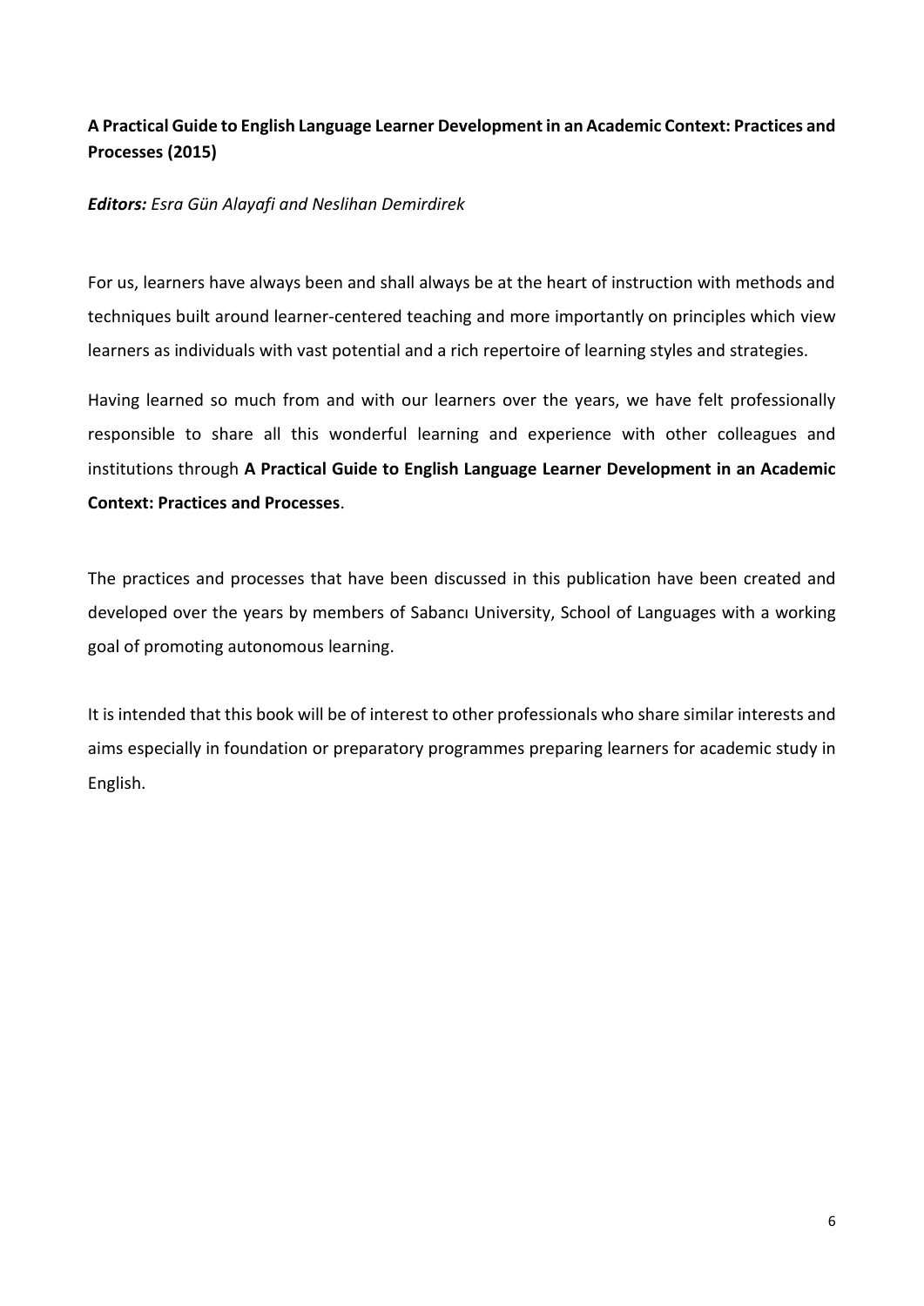**A Practical Guide to English Language Learner Development in an Academic Context: Practices and Processes (2015)**

***Editors:*** *Esra Gün Alayafi and Neslihan Demirdirek*

For us, learners have always been and shall always be at the heart of instruction with methods and techniques built around learner-centered teaching and more importantly on principles which view learners as individuals with vast potential and a rich repertoire of learning styles and strategies.

Having learned so much from and with our learners over the years, we have felt professionally responsible to share all this wonderful learning and experience with other colleagues and institutions through **A Practical Guide to English Language Learner Development in an Academic Context: Practices and Processes**.

The practices and processes that have been discussed in this publication have been created and developed over the years by members of Sabancı University, School of Languages with a working goal of promoting autonomous learning.

It is intended that this book will be of interest to other professionals who share similar interests and aims especially in foundation or preparatory programmes preparing learners for academic study in English.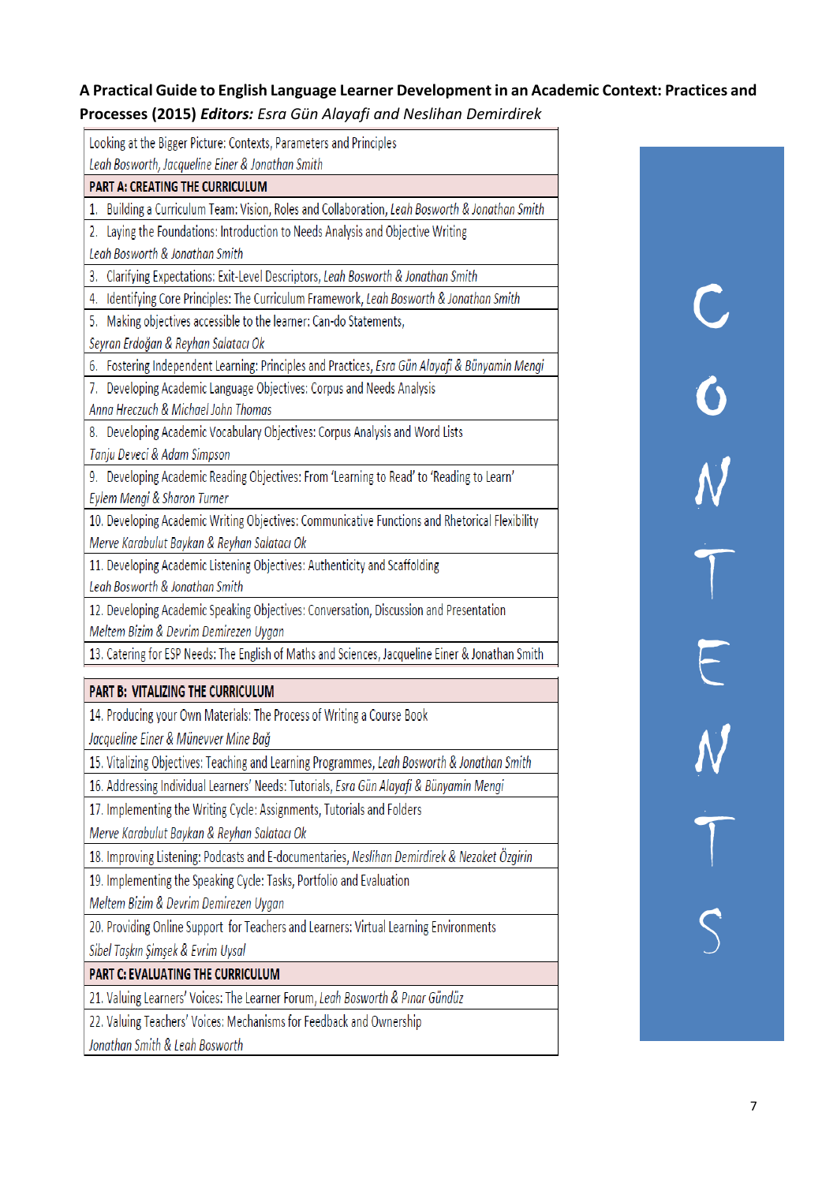**A Practical Guide to English Language Learner Development in an Academic Context: Practices and Processes (2015)** ***Editors:*** *Esra Gün Alayafi and Neslihan Demirdirek*

Looking at the Bigger Picture: Contexts, Parameters and Principles
*Leah Bosworth, Jacqueline Einer & Jonathan Smith*

**PART A: CREATING THE CURRICULUM**

1. Building a Curriculum Team: Vision, Roles and Collaboration, *Leah Bosworth & Jonathan Smith*
2. Laying the Foundations: Introduction to Needs Analysis and Objective Writing
   *Leah Bosworth & Jonathan Smith*
3. Clarifying Expectations: Exit-Level Descriptors, *Leah Bosworth & Jonathan Smith*
4. Identifying Core Principles: The Curriculum Framework, *Leah Bosworth & Jonathan Smith*
5. Making objectives accessible to the learner: Can-do Statements,
   *Seyran Erdoğan & Reyhan Salatacı Ok*
6. Fostering Independent Learning: Principles and Practices, *Esra Gün Alayafi & Bünyamin Mengi*
7. Developing Academic Language Objectives: Corpus and Needs Analysis
   *Anna Hreczuch & Michael John Thomas*
8. Developing Academic Vocabulary Objectives: Corpus Analysis and Word Lists
   *Tanju Deveci & Adam Simpson*
9. Developing Academic Reading Objectives: From 'Learning to Read' to 'Reading to Learn'
   *Eylem Mengi & Sharon Turner*
10. Developing Academic Writing Objectives: Communicative Functions and Rhetorical Flexibility
    *Merve Karabulut Baykan & Reyhan Salatacı Ok*
11. Developing Academic Listening Objectives: Authenticity and Scaffolding
    *Leah Bosworth & Jonathan Smith*
12. Developing Academic Speaking Objectives: Conversation, Discussion and Presentation
    *Meltem Bizim & Devrim Demirezen Uygan*
13. Catering for ESP Needs: The English of Maths and Sciences, Jacqueline Einer & Jonathan Smith

**PART B: VITALIZING THE CURRICULUM**

14. Producing your Own Materials: The Process of Writing a Course Book
    *Jacqueline Einer & Münevver Mine Bağ*
15. Vitalizing Objectives: Teaching and Learning Programmes, *Leah Bosworth & Jonathan Smith*
16. Addressing Individual Learners' Needs: Tutorials, *Esra Gün Alayafi & Bünyamin Mengi*
17. Implementing the Writing Cycle: Assignments, Tutorials and Folders
    *Merve Karabulut Baykan & Reyhan Salatacı Ok*
18. Improving Listening: Podcasts and E-documentaries, *Neslihan Demirdirek & Nezaket Özgirin*
19. Implementing the Speaking Cycle: Tasks, Portfolio and Evaluation
    *Meltem Bizim & Devrim Demirezen Uygan*
20. Providing Online Support for Teachers and Learners: Virtual Learning Environments
    *Sibel Taşkın Şimşek & Evrim Uysal*

**PART C: EVALUATING THE CURRICULUM**

21. Valuing Learners' Voices: The Learner Forum, *Leah Bosworth & Pınar Gündüz*
22. Valuing Teachers' Voices: Mechanisms for Feedback and Ownership
    *Jonathan Smith & Leah Bosworth*

CONTENTS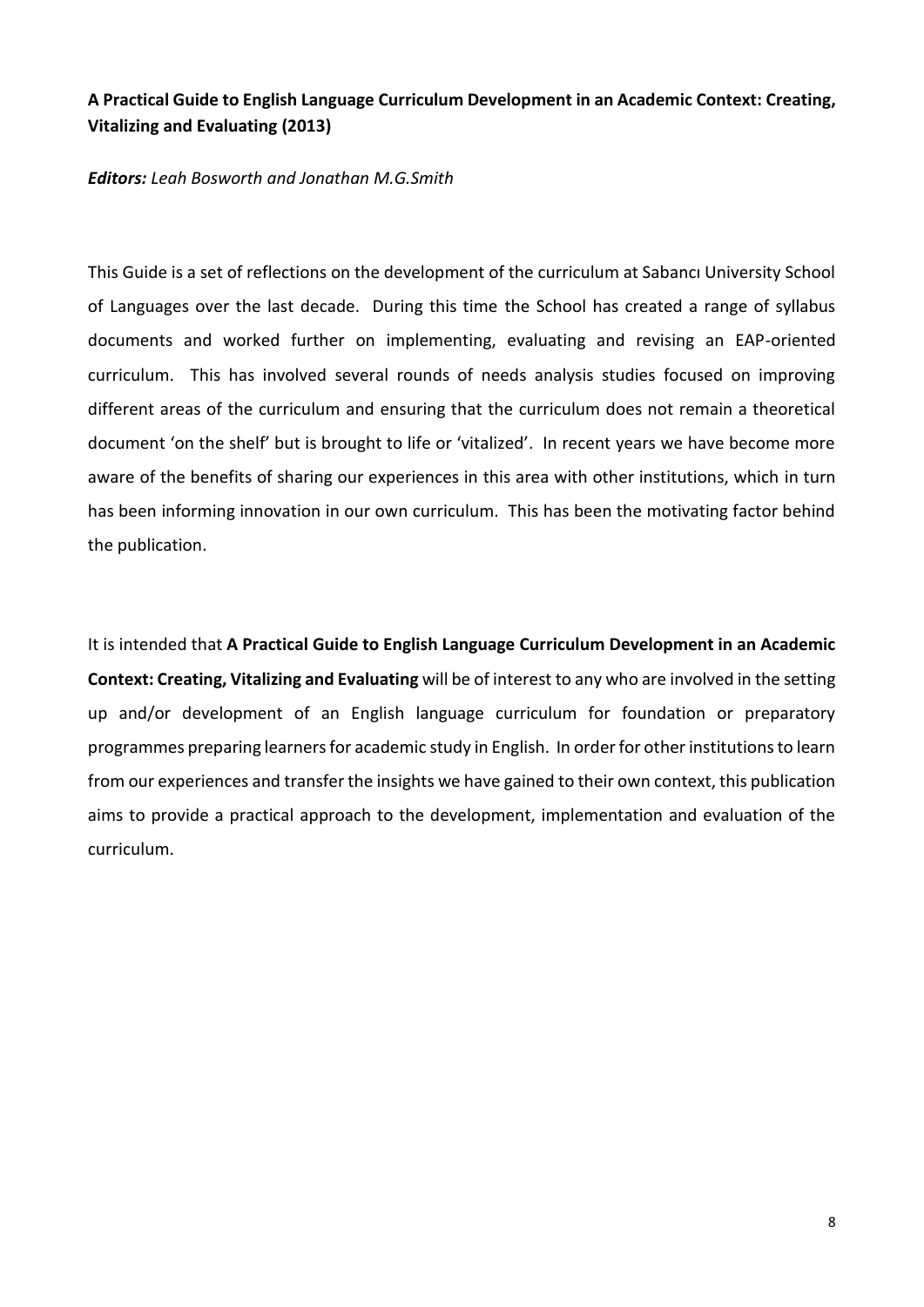**A Practical Guide to English Language Curriculum Development in an Academic Context: Creating, Vitalizing and Evaluating (2013)**

***Editors:*** *Leah Bosworth and Jonathan M.G.Smith*

This Guide is a set of reflections on the development of the curriculum at Sabancı University School of Languages over the last decade. During this time the School has created a range of syllabus documents and worked further on implementing, evaluating and revising an EAP-oriented curriculum. This has involved several rounds of needs analysis studies focused on improving different areas of the curriculum and ensuring that the curriculum does not remain a theoretical document 'on the shelf' but is brought to life or 'vitalized'. In recent years we have become more aware of the benefits of sharing our experiences in this area with other institutions, which in turn has been informing innovation in our own curriculum. This has been the motivating factor behind the publication.

It is intended that **A Practical Guide to English Language Curriculum Development in an Academic Context: Creating, Vitalizing and Evaluating** will be of interest to any who are involved in the setting up and/or development of an English language curriculum for foundation or preparatory programmes preparing learners for academic study in English. In order for other institutions to learn from our experiences and transfer the insights we have gained to their own context, this publication aims to provide a practical approach to the development, implementation and evaluation of the curriculum.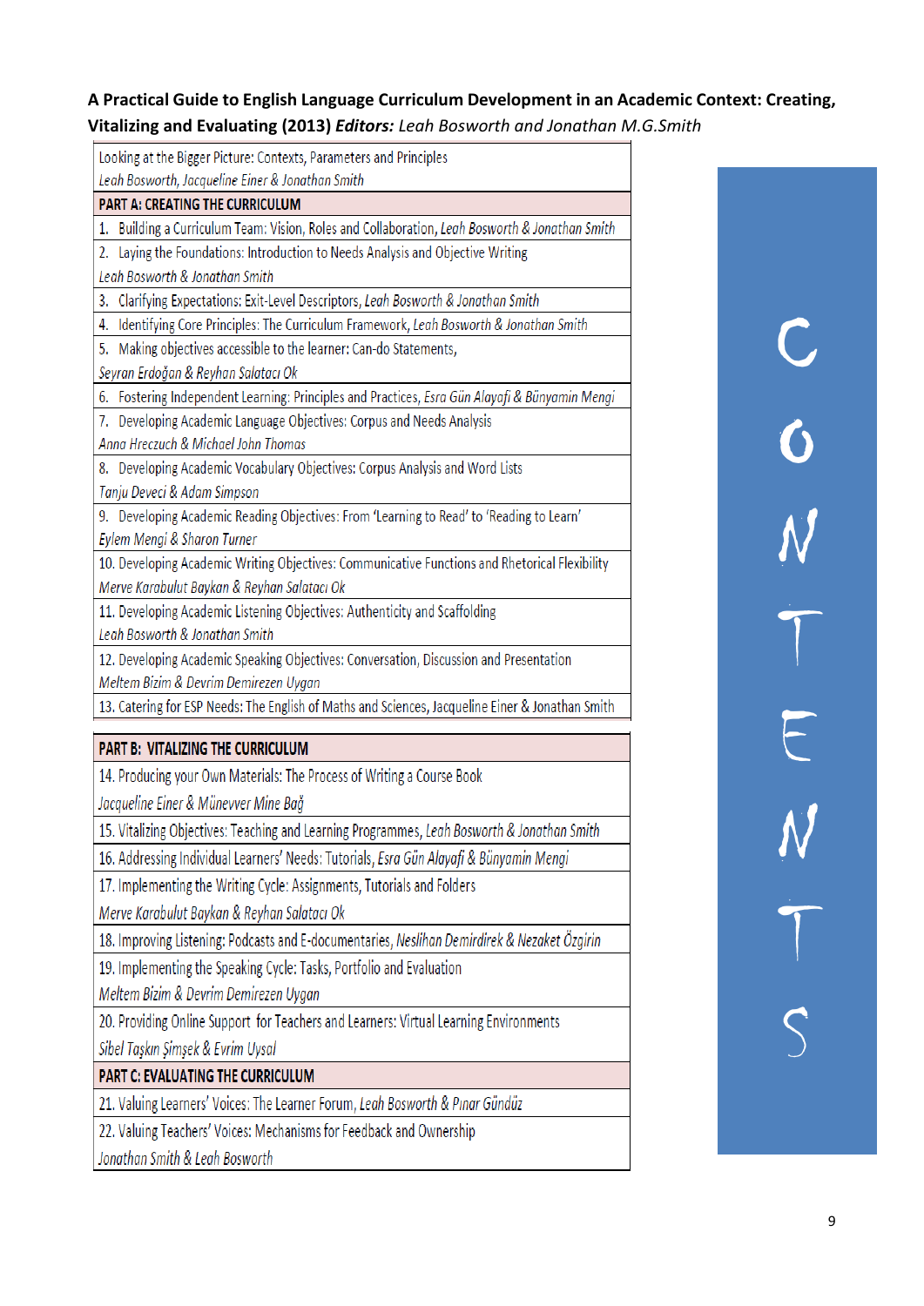**A Practical Guide to English Language Curriculum Development in an Academic Context: Creating, Vitalizing and Evaluating (2013)** ***Editors:*** *Leah Bosworth and Jonathan M.G.Smith*

# CONTENTS

| |
|---|
| Looking at the Bigger Picture: Contexts, Parameters and Principles *Leah Bosworth, Jacqueline Einer & Jonathan Smith* |
| **PART A: CREATING THE CURRICULUM** |
| 1. Building a Curriculum Team: Vision, Roles and Collaboration, *Leah Bosworth & Jonathan Smith* |
| 2. Laying the Foundations: Introduction to Needs Analysis and Objective Writing *Leah Bosworth & Jonathan Smith* |
| 3. Clarifying Expectations: Exit-Level Descriptors, *Leah Bosworth & Jonathan Smith* |
| 4. Identifying Core Principles: The Curriculum Framework, *Leah Bosworth & Jonathan Smith* |
| 5. Making objectives accessible to the learner: Can-do Statements, *Seyran Erdoğan & Reyhan Salatacı Ok* |
| 6. Fostering Independent Learning: Principles and Practices, *Esra Gün Alayafi & Bünyamin Mengi* |
| 7. Developing Academic Language Objectives: Corpus and Needs Analysis *Anna Hreczuch & Michael John Thomas* |
| 8. Developing Academic Vocabulary Objectives: Corpus Analysis and Word Lists *Tanju Deveci & Adam Simpson* |
| 9. Developing Academic Reading Objectives: From 'Learning to Read' to 'Reading to Learn' *Eylem Mengi & Sharon Turner* |
| 10. Developing Academic Writing Objectives: Communicative Functions and Rhetorical Flexibility *Merve Karabulut Baykan & Reyhan Salatacı Ok* |
| 11. Developing Academic Listening Objectives: Authenticity and Scaffolding *Leah Bosworth & Jonathan Smith* |
| 12. Developing Academic Speaking Objectives: Conversation, Discussion and Presentation *Meltem Bizim & Devrim Demirezen Uygan* |
| 13. Catering for ESP Needs: The English of Maths and Sciences, Jacqueline Einer & Jonathan Smith |
| **PART B: VITALIZING THE CURRICULUM** |
| 14. Producing your Own Materials: The Process of Writing a Course Book *Jacqueline Einer & Münevver Mine Bağ* |
| 15. Vitalizing Objectives: Teaching and Learning Programmes, *Leah Bosworth & Jonathan Smith* |
| 16. Addressing Individual Learners' Needs: Tutorials, *Esra Gün Alayafi & Bünyamin Mengi* |
| 17. Implementing the Writing Cycle: Assignments, Tutorials and Folders *Merve Karabulut Baykan & Reyhan Salatacı Ok* |
| 18. Improving Listening: Podcasts and E-documentaries, *Neslihan Demirdirek & Nezaket Özgirin* |
| 19. Implementing the Speaking Cycle: Tasks, Portfolio and Evaluation *Meltem Bizim & Devrim Demirezen Uygan* |
| 20. Providing Online Support for Teachers and Learners: Virtual Learning Environments *Sibel Taşkın Şimşek & Evrim Uysal* |
| **PART C: EVALUATING THE CURRICULUM** |
| 21. Valuing Learners' Voices: The Learner Forum, *Leah Bosworth & Pınar Gündüz* |
| 22. Valuing Teachers' Voices: Mechanisms for Feedback and Ownership *Jonathan Smith & Leah Bosworth* |